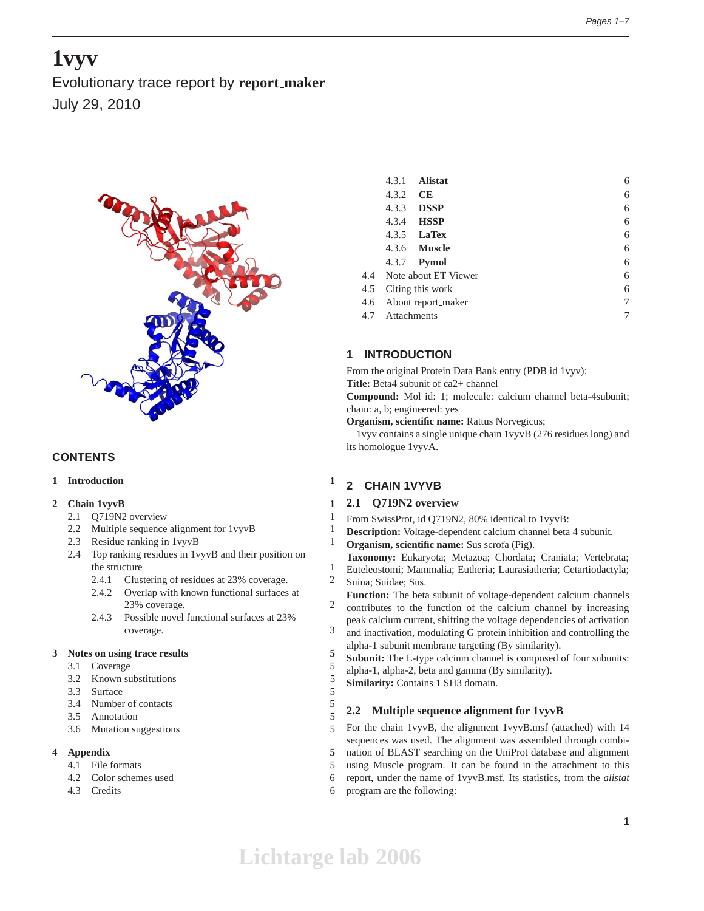# 1vyv

Evolutionary trace report by **report_maker**

July 29, 2010

## CONTENTS

| | | |
|---|---|---|
| **1** | **Introduction** | **1** |
| **2** | **Chain 1vyvB** | **1** |
| 2.1 | Q719N2 overview | 1 |
| 2.2 | Multiple sequence alignment for 1vyvB | 1 |
| 2.3 | Residue ranking in 1vyvB | 1 |
| 2.4 | Top ranking residues in 1vyvB and their position on the structure | 1 |
| 2.4.1 | Clustering of residues at 23% coverage. | 2 |
| 2.4.2 | Overlap with known functional surfaces at 23% coverage. | 2 |
| 2.4.3 | Possible novel functional surfaces at 23% coverage. | 3 |
| **3** | **Notes on using trace results** | **5** |
| 3.1 | Coverage | 5 |
| 3.2 | Known substitutions | 5 |
| 3.3 | Surface | 5 |
| 3.4 | Number of contacts | 5 |
| 3.5 | Annotation | 5 |
| 3.6 | Mutation suggestions | 5 |
| **4** | **Appendix** | **5** |
| 4.1 | File formats | 5 |
| 4.2 | Color schemes used | 6 |
| 4.3 | Credits | 6 |
| 4.3.1 | **Alistat** | 6 |
| 4.3.2 | **CE** | 6 |
| 4.3.3 | **DSSP** | 6 |
| 4.3.4 | **HSSP** | 6 |
| 4.3.5 | **LaTex** | 6 |
| 4.3.6 | **Muscle** | 6 |
| 4.3.7 | **Pymol** | 6 |
| 4.4 | Note about ET Viewer | 6 |
| 4.5 | Citing this work | 6 |
| 4.6 | About report_maker | 7 |
| 4.7 | Attachments | 7 |

## 1 INTRODUCTION

From the original Protein Data Bank entry (PDB id 1vyv):

**Title:** Beta4 subunit of ca2+ channel

**Compound:** Mol id: 1; molecule: calcium channel beta-4subunit; chain: a, b; engineered: yes

**Organism, scientific name:** Rattus Norvegicus;

1vyv contains a single unique chain 1vyvB (276 residues long) and its homologue 1vyvA.

## 2 CHAIN 1VYVB

### 2.1 Q719N2 overview

From SwissProt, id Q719N2, 80% identical to 1vyvB:

**Description:** Voltage-dependent calcium channel beta 4 subunit.

**Organism, scientific name:** Sus scrofa (Pig).

**Taxonomy:** Eukaryota; Metazoa; Chordata; Craniata; Vertebrata; Euteleostomi; Mammalia; Eutheria; Laurasiatheria; Cetartiodactyla; Suina; Suidae; Sus.

**Function:** The beta subunit of voltage-dependent calcium channels contributes to the function of the calcium channel by increasing peak calcium current, shifting the voltage dependencies of activation and inactivation, modulating G protein inhibition and controlling the alpha-1 subunit membrane targeting (By similarity).

**Subunit:** The L-type calcium channel is composed of four subunits: alpha-1, alpha-2, beta and gamma (By similarity).

**Similarity:** Contains 1 SH3 domain.

### 2.2 Multiple sequence alignment for 1vyvB

For the chain 1vyvB, the alignment 1vyvB.msf (attached) with 14 sequences was used. The alignment was assembled through combination of BLAST searching on the UniProt database and alignment using Muscle program. It can be found in the attachment to this report, under the name of 1vyvB.msf. Its statistics, from the *alistat* program are the following: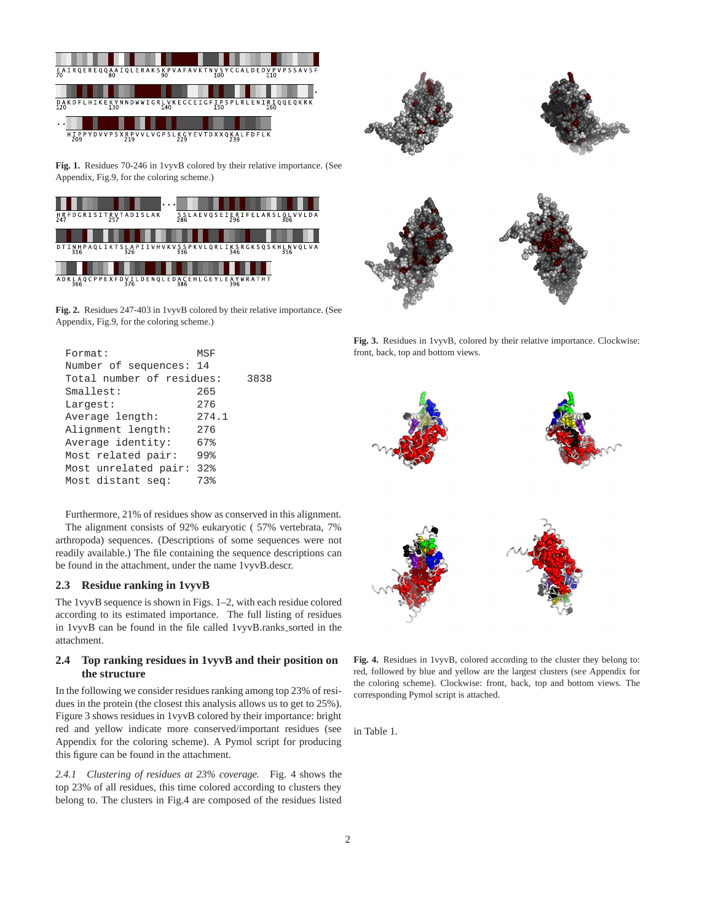Fig. 1. Residues 70-246 in 1vyvB colored by their relative importance. (See Appendix, Fig.9, for the coloring scheme.)

Fig. 2. Residues 247-403 in 1vyvB colored by their relative importance. (See Appendix, Fig.9, for the coloring scheme.)

```
Format:                MSF
Number of sequences:   14
Total number of residues:    3838
Smallest:              265
Largest:               276
Average length:        274.1
Alignment length:      276
Average identity:      67%
Most related pair:     99%
Most unrelated pair:   32%
Most distant seq:      73%
```

Furthermore, 21% of residues show as conserved in this alignment.

The alignment consists of 92% eukaryotic ( 57% vertebrata, 7% arthropoda) sequences. (Descriptions of some sequences were not readily available.) The file containing the sequence descriptions can be found in the attachment, under the name 1vyvB.descr.

### 2.3 Residue ranking in 1vyvB

The 1vyvB sequence is shown in Figs. 1–2, with each residue colored according to its estimated importance. The full listing of residues in 1vyvB can be found in the file called 1vyvB.ranks_sorted in the attachment.

### 2.4 Top ranking residues in 1vyvB and their position on the structure

In the following we consider residues ranking among top 23% of residues in the protein (the closest this analysis allows us to get to 25%). Figure 3 shows residues in 1vyvB colored by their importance: bright red and yellow indicate more conserved/important residues (see Appendix for the coloring scheme). A Pymol script for producing this figure can be found in the attachment.

*2.4.1 Clustering of residues at 23% coverage.* Fig. 4 shows the top 23% of all residues, this time colored according to clusters they belong to. The clusters in Fig.4 are composed of the residues listed in Table 1.

Fig. 3. Residues in 1vyvB, colored by their relative importance. Clockwise: front, back, top and bottom views.

Fig. 4. Residues in 1vyvB, colored according to the cluster they belong to: red, followed by blue and yellow are the largest clusters (see Appendix for the coloring scheme). Clockwise: front, back, top and bottom views. The corresponding Pymol script is attached.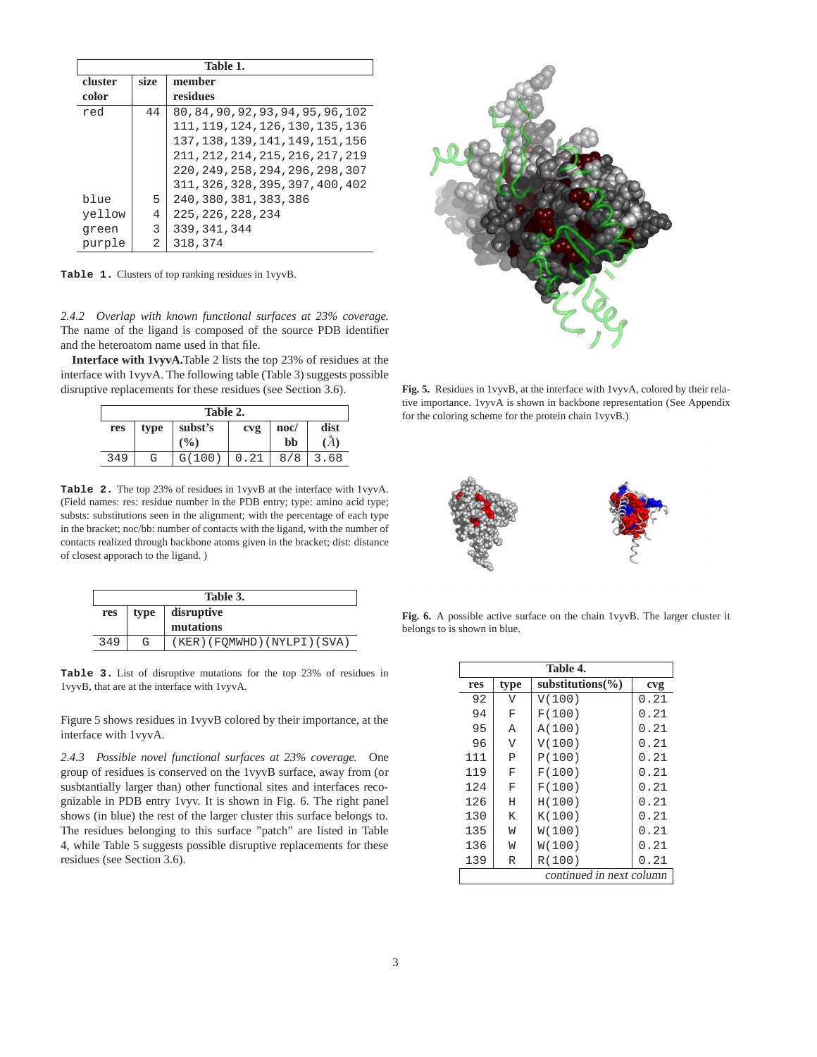| Table 1. | | |
|---|---|---|
| cluster color | size | member residues |
| red | 44 | 80,84,90,92,93,94,95,96,102 111,119,124,126,130,135,136 137,138,139,141,149,151,156 211,212,214,215,216,217,219 220,249,258,294,296,298,307 311,326,328,395,397,400,402 |
| blue | 5 | 240,380,381,383,386 |
| yellow | 4 | 225,226,228,234 |
| green | 3 | 339,341,344 |
| purple | 2 | 318,374 |

**Table 1.** Clusters of top ranking residues in 1vyvB.

*2.4.2 Overlap with known functional surfaces at 23% coverage.* The name of the ligand is composed of the source PDB identifier and the heteroatom name used in that file.

**Interface with 1vyvA.** Table 2 lists the top 23% of residues at the interface with 1vyvA. The following table (Table 3) suggests possible disruptive replacements for these residues (see Section 3.6).

| Table 2. | | | | | |
|---|---|---|---|---|---|
| res | type | subst's (%) | cvg | noc/ bb | dist (Å) |
| 349 | G | G(100) | 0.21 | 8/8 | 3.68 |

**Table 2.** The top 23% of residues in 1vyvB at the interface with 1vyvA. (Field names: res: residue number in the PDB entry; type: amino acid type; substs: substitutions seen in the alignment; with the percentage of each type in the bracket; noc/bb: number of contacts with the ligand, with the number of contacts realized through backbone atoms given in the bracket; dist: distance of closest apporach to the ligand. )

| Table 3. | | |
|---|---|---|
| res | type | disruptive mutations |
| 349 | G | (KER)(FQMWHD)(NYLPI)(SVA) |

**Table 3.** List of disruptive mutations for the top 23% of residues in 1vyvB, that are at the interface with 1vyvA.

Figure 5 shows residues in 1vyvB colored by their importance, at the interface with 1vyvA.

*2.4.3 Possible novel functional surfaces at 23% coverage.* One group of residues is conserved on the 1vyvB surface, away from (or susbtantially larger than) other functional sites and interfaces recognizable in PDB entry 1vyv. It is shown in Fig. 6. The right panel shows (in blue) the rest of the larger cluster this surface belongs to. The residues belonging to this surface "patch" are listed in Table 4, while Table 5 suggests possible disruptive replacements for these residues (see Section 3.6).

**Fig. 5.** Residues in 1vyvB, at the interface with 1vyvA, colored by their relative importance. 1vyvA is shown in backbone representation (See Appendix for the coloring scheme for the protein chain 1vyvB.)

**Fig. 6.** A possible active surface on the chain 1vyvB. The larger cluster it belongs to is shown in blue.

| Table 4. | | | |
|---|---|---|---|
| res | type | substitutions(%) | cvg |
| 92 | V | V(100) | 0.21 |
| 94 | F | F(100) | 0.21 |
| 95 | A | A(100) | 0.21 |
| 96 | V | V(100) | 0.21 |
| 111 | P | P(100) | 0.21 |
| 119 | F | F(100) | 0.21 |
| 124 | F | F(100) | 0.21 |
| 126 | H | H(100) | 0.21 |
| 130 | K | K(100) | 0.21 |
| 135 | W | W(100) | 0.21 |
| 136 | W | W(100) | 0.21 |
| 139 | R | R(100) | 0.21 |

*continued in next column*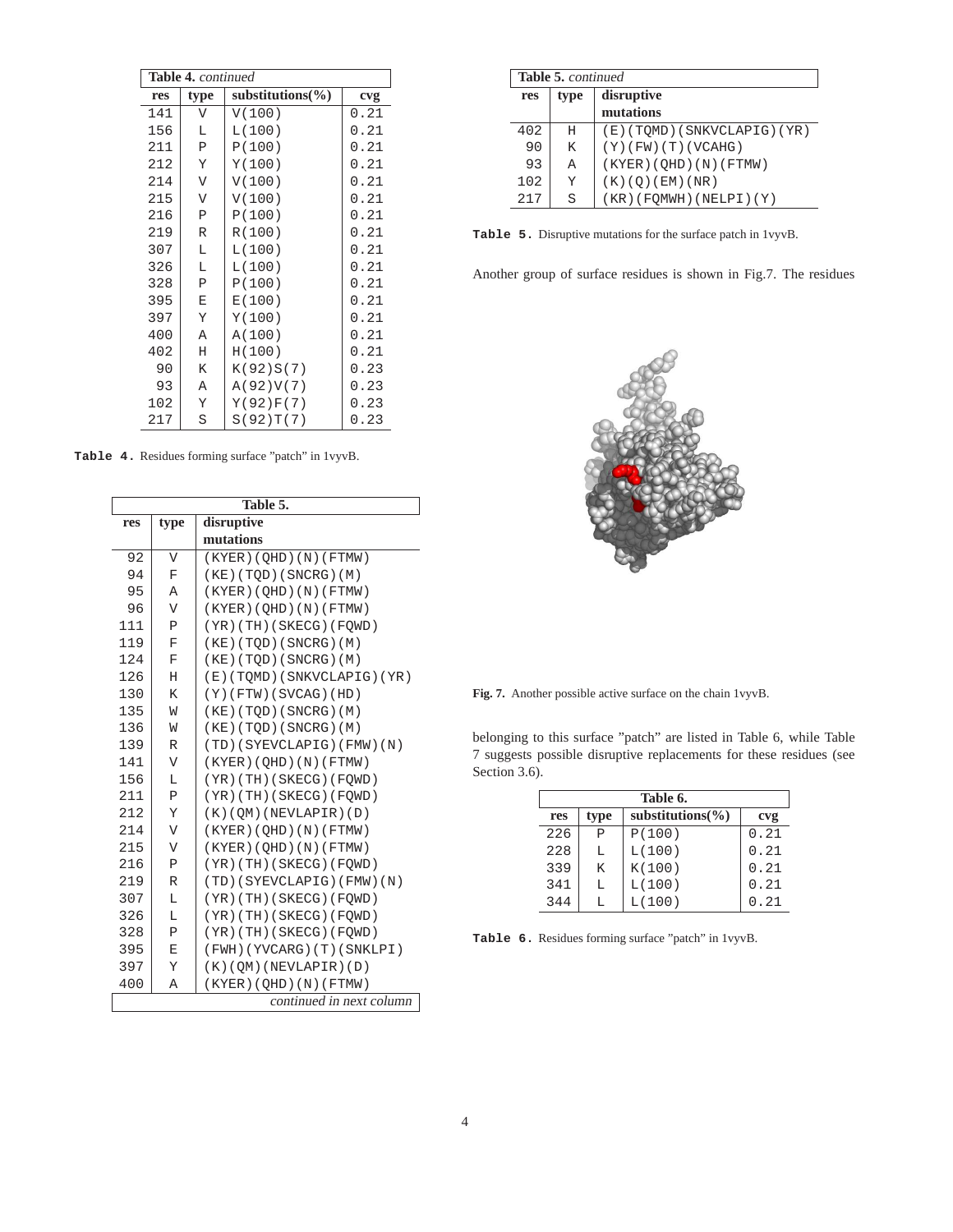**Table 4.** *continued*

| res | type | substitutions(%) | cvg |
|---|---|---|---|
| 141 | V | V(100) | 0.21 |
| 156 | L | L(100) | 0.21 |
| 211 | P | P(100) | 0.21 |
| 212 | Y | Y(100) | 0.21 |
| 214 | V | V(100) | 0.21 |
| 215 | V | V(100) | 0.21 |
| 216 | P | P(100) | 0.21 |
| 219 | R | R(100) | 0.21 |
| 307 | L | L(100) | 0.21 |
| 326 | L | L(100) | 0.21 |
| 328 | P | P(100) | 0.21 |
| 395 | E | E(100) | 0.21 |
| 397 | Y | Y(100) | 0.21 |
| 400 | A | A(100) | 0.21 |
| 402 | H | H(100) | 0.21 |
| 90 | K | K(92)S(7) | 0.23 |
| 93 | A | A(92)V(7) | 0.23 |
| 102 | Y | Y(92)F(7) | 0.23 |
| 217 | S | S(92)T(7) | 0.23 |

**Table 4.** Residues forming surface "patch" in 1vyvB.

**Table 5.**

| res | type | disruptive mutations |
|---|---|---|
| 92 | V | (KYER)(QHD)(N)(FTMW) |
| 94 | F | (KE)(TQD)(SNCRG)(M) |
| 95 | A | (KYER)(QHD)(N)(FTMW) |
| 96 | V | (KYER)(QHD)(N)(FTMW) |
| 111 | P | (YR)(TH)(SKECG)(FQWD) |
| 119 | F | (KE)(TQD)(SNCRG)(M) |
| 124 | F | (KE)(TQD)(SNCRG)(M) |
| 126 | H | (E)(TQMD)(SNKVCLAPIG)(YR) |
| 130 | K | (Y)(FTW)(SVCAG)(HD) |
| 135 | W | (KE)(TQD)(SNCRG)(M) |
| 136 | W | (KE)(TQD)(SNCRG)(M) |
| 139 | R | (TD)(SYEVCLAPIG)(FMW)(N) |
| 141 | V | (KYER)(QHD)(N)(FTMW) |
| 156 | L | (YR)(TH)(SKECG)(FQWD) |
| 211 | P | (YR)(TH)(SKECG)(FQWD) |
| 212 | Y | (K)(QM)(NEVLAPIR)(D) |
| 214 | V | (KYER)(QHD)(N)(FTMW) |
| 215 | V | (KYER)(QHD)(N)(FTMW) |
| 216 | P | (YR)(TH)(SKECG)(FQWD) |
| 219 | R | (TD)(SYEVCLAPIG)(FMW)(N) |
| 307 | L | (YR)(TH)(SKECG)(FQWD) |
| 326 | L | (YR)(TH)(SKECG)(FQWD) |
| 328 | P | (YR)(TH)(SKECG)(FQWD) |
| 395 | E | (FWH)(YVCARG)(T)(SNKLPI) |
| 397 | Y | (K)(QM)(NEVLAPIR)(D) |
| 400 | A | (KYER)(QHD)(N)(FTMW) |
| 402 | H | (E)(TQMD)(SNKVCLAPIG)(YR) |
| 90 | K | (Y)(FW)(T)(VCAHG) |
| 93 | A | (KYER)(QHD)(N)(FTMW) |
| 102 | Y | (K)(Q)(EM)(NR) |
| 217 | S | (KR)(FQMWH)(NELPI)(Y) |

**Table 5.** Disruptive mutations for the surface patch in 1vyvB.

Another group of surface residues is shown in Fig.7. The residues belonging to this surface "patch" are listed in Table 6, while Table 7 suggests possible disruptive replacements for these residues (see Section 3.6).

**Fig. 7.** Another possible active surface on the chain 1vyvB.

**Table 6.**

| res | type | substitutions(%) | cvg |
|---|---|---|---|
| 226 | P | P(100) | 0.21 |
| 228 | L | L(100) | 0.21 |
| 339 | K | K(100) | 0.21 |
| 341 | L | L(100) | 0.21 |
| 344 | L | L(100) | 0.21 |

**Table 6.** Residues forming surface "patch" in 1vyvB.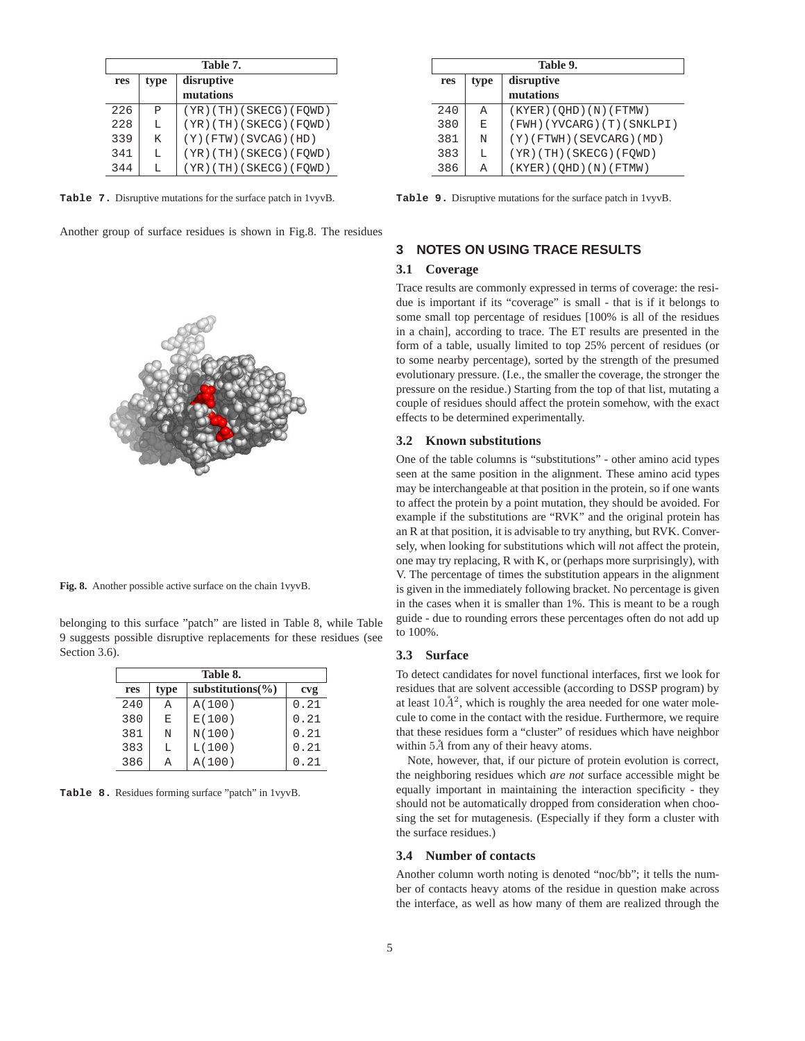| Table 7. | | |
|---|---|---|
| res | type | disruptive mutations |
| 226 | P | (YR)(TH)(SKECG)(FQWD) |
| 228 | L | (YR)(TH)(SKECG)(FQWD) |
| 339 | K | (Y)(FTW)(SVCAG)(HD) |
| 341 | L | (YR)(TH)(SKECG)(FQWD) |
| 344 | L | (YR)(TH)(SKECG)(FQWD) |

**Table 7.** Disruptive mutations for the surface patch in 1vyvB.

Another group of surface residues is shown in Fig.8. The residues belonging to this surface "patch" are listed in Table 8, while Table 9 suggests possible disruptive replacements for these residues (see Section 3.6).

**Fig. 8.** Another possible active surface on the chain 1vyvB.

| Table 8. | | | |
|---|---|---|---|
| res | type | substitutions(%) | cvg |
| 240 | A | A(100) | 0.21 |
| 380 | E | E(100) | 0.21 |
| 381 | N | N(100) | 0.21 |
| 383 | L | L(100) | 0.21 |
| 386 | A | A(100) | 0.21 |

**Table 8.** Residues forming surface "patch" in 1vyvB.

| Table 9. | | |
|---|---|---|
| res | type | disruptive mutations |
| 240 | A | (KYER)(QHD)(N)(FTMW) |
| 380 | E | (FWH)(YVCARG)(T)(SNKLPI) |
| 381 | N | (Y)(FTWH)(SEVCARG)(MD) |
| 383 | L | (YR)(TH)(SKECG)(FQWD) |
| 386 | A | (KYER)(QHD)(N)(FTMW) |

**Table 9.** Disruptive mutations for the surface patch in 1vyvB.

## 3 NOTES ON USING TRACE RESULTS

### 3.1 Coverage

Trace results are commonly expressed in terms of coverage: the residue is important if its "coverage" is small - that is if it belongs to some small top percentage of residues [100% is all of the residues in a chain], according to trace. The ET results are presented in the form of a table, usually limited to top 25% percent of residues (or to some nearby percentage), sorted by the strength of the presumed evolutionary pressure. (I.e., the smaller the coverage, the stronger the pressure on the residue.) Starting from the top of that list, mutating a couple of residues should affect the protein somehow, with the exact effects to be determined experimentally.

### 3.2 Known substitutions

One of the table columns is "substitutions" - other amino acid types seen at the same position in the alignment. These amino acid types may be interchangeable at that position in the protein, so if one wants to affect the protein by a point mutation, they should be avoided. For example if the substitutions are "RVK" and the original protein has an R at that position, it is advisable to try anything, but RVK. Conversely, when looking for substitutions which will *no*t affect the protein, one may try replacing, R with K, or (perhaps more surprisingly), with V. The percentage of times the substitution appears in the alignment is given in the immediately following bracket. No percentage is given in the cases when it is smaller than 1%. This is meant to be a rough guide - due to rounding errors these percentages often do not add up to 100%.

### 3.3 Surface

To detect candidates for novel functional interfaces, first we look for residues that are solvent accessible (according to DSSP program) by at least $10\mathring{A}^2$, which is roughly the area needed for one water molecule to come in the contact with the residue. Furthermore, we require that these residues form a "cluster" of residues which have neighbor within $5\mathring{A}$ from any of their heavy atoms.

Note, however, that, if our picture of protein evolution is correct, the neighboring residues which *are not* surface accessible might be equally important in maintaining the interaction specificity - they should not be automatically dropped from consideration when choosing the set for mutagenesis. (Especially if they form a cluster with the surface residues.)

### 3.4 Number of contacts

Another column worth noting is denoted "noc/bb"; it tells the number of contacts heavy atoms of the residue in question make across the interface, as well as how many of them are realized through the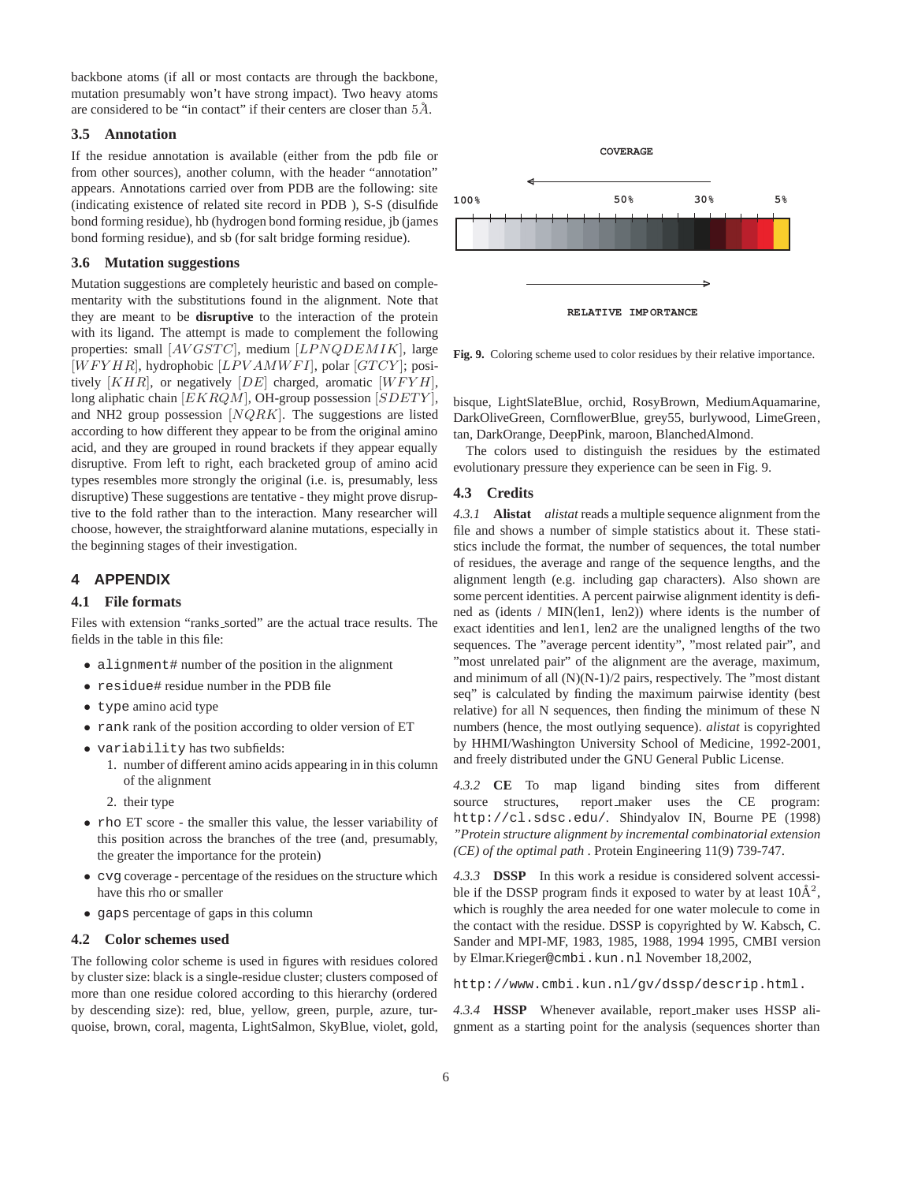backbone atoms (if all or most contacts are through the backbone, mutation presumably won't have strong impact). Two heavy atoms are considered to be "in contact" if their centers are closer than $5\AA$.

### 3.5 Annotation

If the residue annotation is available (either from the pdb file or from other sources), another column, with the header "annotation" appears. Annotations carried over from PDB are the following: site (indicating existence of related site record in PDB ), S-S (disulfide bond forming residue), hb (hydrogen bond forming residue, jb (james bond forming residue), and sb (for salt bridge forming residue).

### 3.6 Mutation suggestions

Mutation suggestions are completely heuristic and based on complementarity with the substitutions found in the alignment. Note that they are meant to be **disruptive** to the interaction of the protein with its ligand. The attempt is made to complement the following properties: small $[AVGSTC]$, medium $[LPNQDEMIK]$, large $[WFYHR]$, hydrophobic $[LPVAMWFI]$, polar $[GTCY]$; positively $[KHR]$, or negatively $[DE]$ charged, aromatic $[WFYH]$, long aliphatic chain $[EKRQM]$, OH-group possession $[SDETY]$, and NH2 group possession $[NQRK]$. The suggestions are listed according to how different they appear to be from the original amino acid, and they are grouped in round brackets if they appear equally disruptive. From left to right, each bracketed group of amino acid types resembles more strongly the original (i.e. is, presumably, less disruptive) These suggestions are tentative - they might prove disruptive to the fold rather than to the interaction. Many researcher will choose, however, the straightforward alanine mutations, especially in the beginning stages of their investigation.

## 4 APPENDIX

### 4.1 File formats

Files with extension "ranks_sorted" are the actual trace results. The fields in the table in this file:

- `alignment#` number of the position in the alignment
- `residue#` residue number in the PDB file
- `type` amino acid type
- `rank` rank of the position according to older version of ET
- `variability` has two subfields:
  1. number of different amino acids appearing in in this column of the alignment
  2. their type
- `rho` ET score - the smaller this value, the lesser variability of this position across the branches of the tree (and, presumably, the greater the importance for the protein)
- `cvg` coverage - percentage of the residues on the structure which have this rho or smaller
- `gaps` percentage of gaps in this column

### 4.2 Color schemes used

The following color scheme is used in figures with residues colored by cluster size: black is a single-residue cluster; clusters composed of more than one residue colored according to this hierarchy (ordered by descending size): red, blue, yellow, green, purple, azure, turquoise, brown, coral, magenta, LightSalmon, SkyBlue, violet, gold, bisque, LightSlateBlue, orchid, RosyBrown, MediumAquamarine, DarkOliveGreen, CornflowerBlue, grey55, burlywood, LimeGreen, tan, DarkOrange, DeepPink, maroon, BlanchedAlmond.

COVERAGE

100% 50% 30% 5%

RELATIVE IMPORTANCE

**Fig. 9.** Coloring scheme used to color residues by their relative importance.

The colors used to distinguish the residues by the estimated evolutionary pressure they experience can be seen in Fig. 9.

### 4.3 Credits

*4.3.1* **Alistat** *alistat* reads a multiple sequence alignment from the file and shows a number of simple statistics about it. These statistics include the format, the number of sequences, the total number of residues, the average and range of the sequence lengths, and the alignment length (e.g. including gap characters). Also shown are some percent identities. A percent pairwise alignment identity is defined as (idents / MIN(len1, len2)) where idents is the number of exact identities and len1, len2 are the unaligned lengths of the two sequences. The "average percent identity", "most related pair", and "most unrelated pair" of the alignment are the average, maximum, and minimum of all (N)(N-1)/2 pairs, respectively. The "most distant seq" is calculated by finding the maximum pairwise identity (best relative) for all N sequences, then finding the minimum of these N numbers (hence, the most outlying sequence). *alistat* is copyrighted by HHMI/Washington University School of Medicine, 1992-2001, and freely distributed under the GNU General Public License.

*4.3.2* **CE** To map ligand binding sites from different source structures, report_maker uses the CE program: `http://cl.sdsc.edu/`. Shindyalov IN, Bourne PE (1998) *"Protein structure alignment by incremental combinatorial extension (CE) of the optimal path* . Protein Engineering 11(9) 739-747.

*4.3.3* **DSSP** In this work a residue is considered solvent accessible if the DSSP program finds it exposed to water by at least $10\AA^2$, which is roughly the area needed for one water molecule to come in the contact with the residue. DSSP is copyrighted by W. Kabsch, C. Sander and MPI-MF, 1983, 1985, 1988, 1994 1995, CMBI version by Elmar.Krieger@`cmbi.kun.nl` November 18,2002,

`http://www.cmbi.kun.nl/gv/dssp/descrip.html.`

*4.3.4* **HSSP** Whenever available, report_maker uses HSSP alignment as a starting point for the analysis (sequences shorter than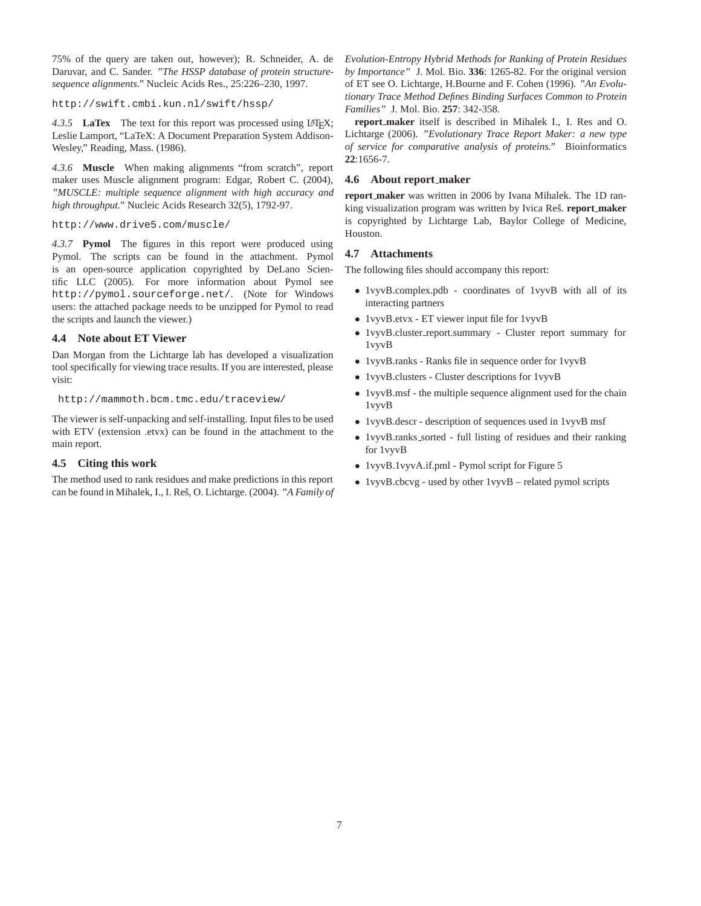75% of the query are taken out, however); R. Schneider, A. de Daruvar, and C. Sander. *"The HSSP database of protein structure-sequence alignments."* Nucleic Acids Res., 25:226–230, 1997.

```
http://swift.cmbi.kun.nl/swift/hssp/
```

*4.3.5* **LaTex** The text for this report was processed using LaTeX; Leslie Lamport, "LaTeX: A Document Preparation System Addison-Wesley," Reading, Mass. (1986).

*4.3.6* **Muscle** When making alignments "from scratch", report maker uses Muscle alignment program: Edgar, Robert C. (2004), *"MUSCLE: multiple sequence alignment with high accuracy and high throughput."* Nucleic Acids Research 32(5), 1792-97.

```
http://www.drive5.com/muscle/
```

*4.3.7* **Pymol** The figures in this report were produced using Pymol. The scripts can be found in the attachment. Pymol is an open-source application copyrighted by DeLano Scientific LLC (2005). For more information about Pymol see `http://pymol.sourceforge.net/`. (Note for Windows users: the attached package needs to be unzipped for Pymol to read the scripts and launch the viewer.)

### 4.4 Note about ET Viewer

Dan Morgan from the Lichtarge lab has developed a visualization tool specifically for viewing trace results. If you are interested, please visit:

```
http://mammoth.bcm.tmc.edu/traceview/
```

The viewer is self-unpacking and self-installing. Input files to be used with ETV (extension .etvx) can be found in the attachment to the main report.

### 4.5 Citing this work

The method used to rank residues and make predictions in this report can be found in Mihalek, I., I. Reš, O. Lichtarge. (2004). *"A Family of Evolution-Entropy Hybrid Methods for Ranking of Protein Residues by Importance"* J. Mol. Bio. **336**: 1265-82. For the original version of ET see O. Lichtarge, H.Bourne and F. Cohen (1996). *"An Evolutionary Trace Method Defines Binding Surfaces Common to Protein Families"* J. Mol. Bio. **257**: 342-358.

**report_maker** itself is described in Mihalek I., I. Res and O. Lichtarge (2006). *"Evolutionary Trace Report Maker: a new type of service for comparative analysis of proteins."* Bioinformatics **22**:1656-7.

### 4.6 About report_maker

**report_maker** was written in 2006 by Ivana Mihalek. The 1D ranking visualization program was written by Ivica Reš. **report_maker** is copyrighted by Lichtarge Lab, Baylor College of Medicine, Houston.

### 4.7 Attachments

The following files should accompany this report:

- 1vyvB.complex.pdb - coordinates of 1vyvB with all of its interacting partners
- 1vyvB.etvx - ET viewer input file for 1vyvB
- 1vyvB.cluster_report.summary - Cluster report summary for 1vyvB
- 1vyvB.ranks - Ranks file in sequence order for 1vyvB
- 1vyvB.clusters - Cluster descriptions for 1vyvB
- 1vyvB.msf - the multiple sequence alignment used for the chain 1vyvB
- 1vyvB.descr - description of sequences used in 1vyvB msf
- 1vyvB.ranks_sorted - full listing of residues and their ranking for 1vyvB
- 1vyvB.1vyvA.if.pml - Pymol script for Figure 5
- 1vyvB.cbcvg - used by other 1vyvB – related pymol scripts